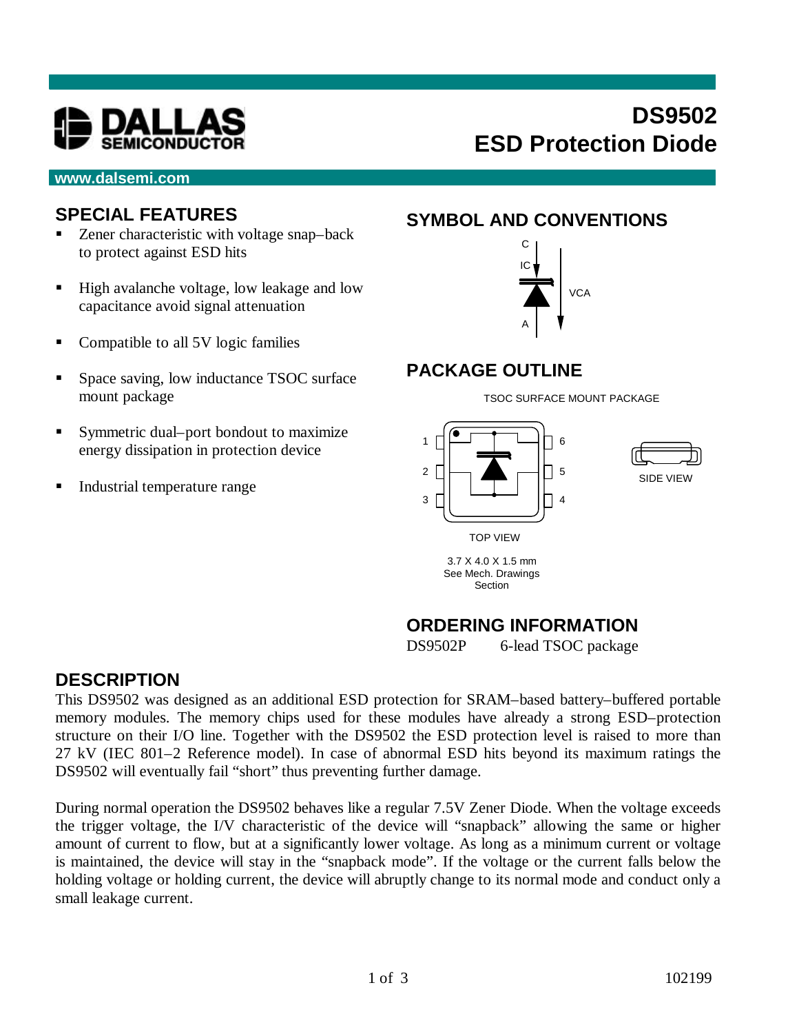DALLAS SEMICONDUCTOR

# DS9502
# ESD Protection Diode

www.dalsemi.com

## SPECIAL FEATURES

- Zener characteristic with voltage snap–back to protect against ESD hits
- High avalanche voltage, low leakage and low capacitance avoid signal attenuation
- Compatible to all 5V logic families
- Space saving, low inductance TSOC surface mount package
- Symmetric dual–port bondout to maximize energy dissipation in protection device
- Industrial temperature range

## SYMBOL AND CONVENTIONS

C, IC, VCA, A

## PACKAGE OUTLINE

TSOC SURFACE MOUNT PACKAGE

TOP VIEW

SIDE VIEW

3.7 X 4.0 X 1.5 mm
See Mech. Drawings Section

## ORDERING INFORMATION

| | |
|---|---|
| DS9502P | 6-lead TSOC package |

## DESCRIPTION

This DS9502 was designed as an additional ESD protection for SRAM–based battery–buffered portable memory modules. The memory chips used for these modules have already a strong ESD–protection structure on their I/O line. Together with the DS9502 the ESD protection level is raised to more than 27 kV (IEC 801–2 Reference model). In case of abnormal ESD hits beyond its maximum ratings the DS9502 will eventually fail "short" thus preventing further damage.

During normal operation the DS9502 behaves like a regular 7.5V Zener Diode. When the voltage exceeds the trigger voltage, the I/V characteristic of the device will "snapback" allowing the same or higher amount of current to flow, but at a significantly lower voltage. As long as a minimum current or voltage is maintained, the device will stay in the "snapback mode". If the voltage or the current falls below the holding voltage or holding current, the device will abruptly change to its normal mode and conduct only a small leakage current.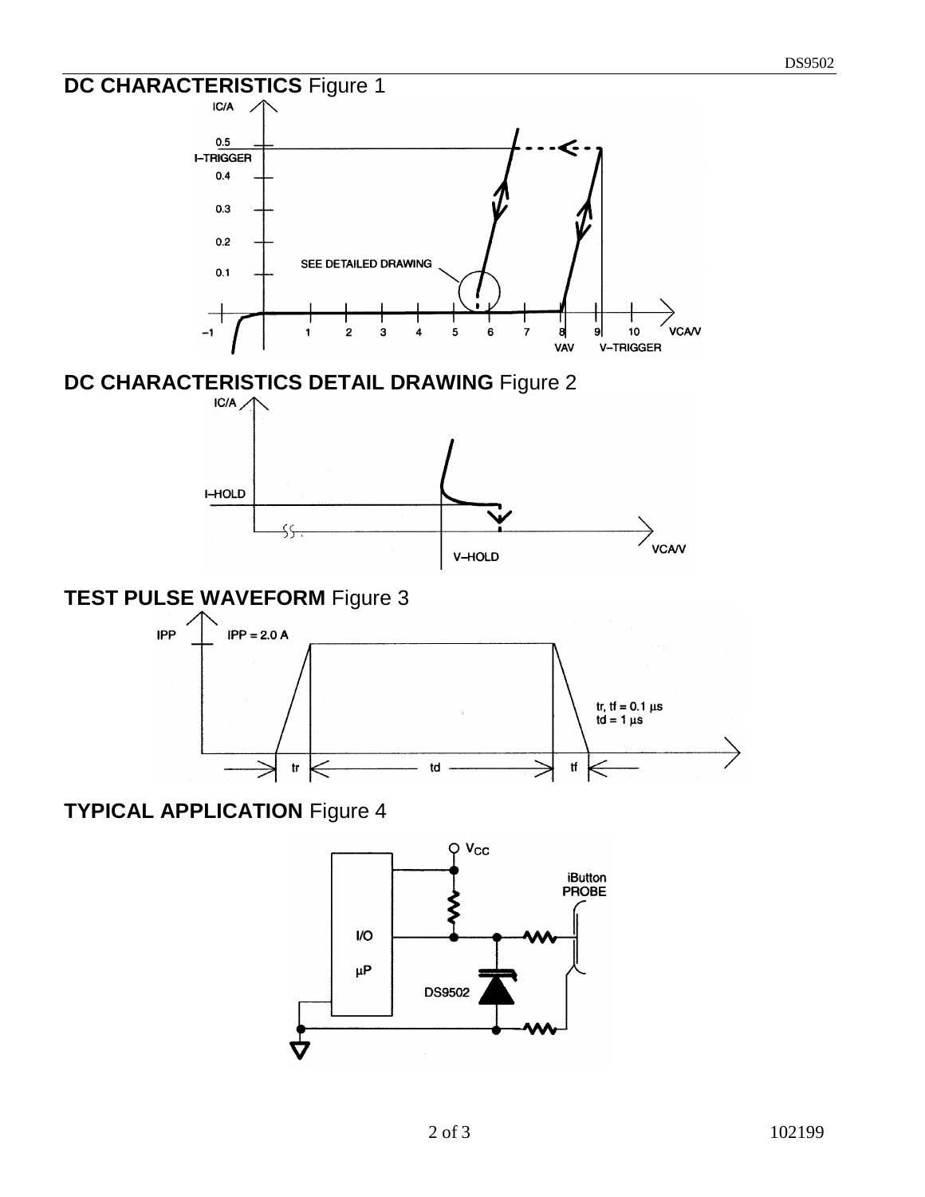**DC CHARACTERISTICS** Figure 1

**DC CHARACTERISTICS DETAIL DRAWING** Figure 2

**TEST PULSE WAVEFORM** Figure 3

**TYPICAL APPLICATION** Figure 4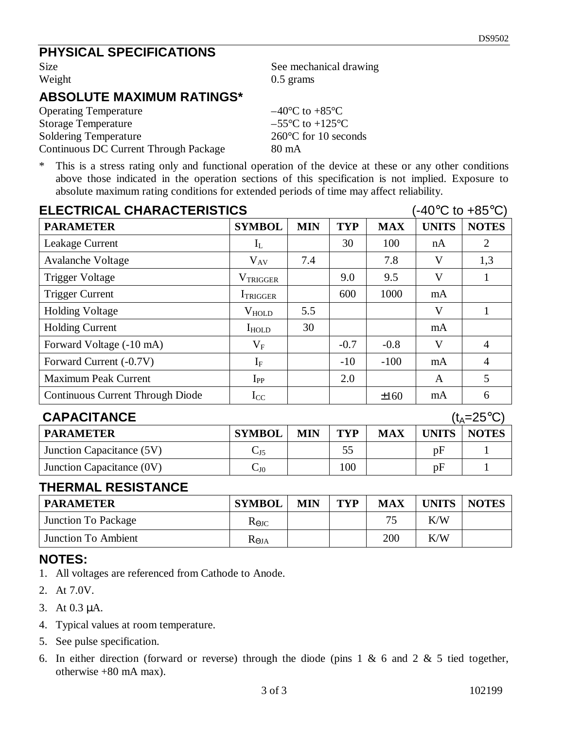## PHYSICAL SPECIFICATIONS

Size — See mechanical drawing
Weight — 0.5 grams

## ABSOLUTE MAXIMUM RATINGS*

Operating Temperature — –40°C to +85°C
Storage Temperature — –55°C to +125°C
Soldering Temperature — 260°C for 10 seconds
Continuous DC Current Through Package — 80 mA

\* This is a stress rating only and functional operation of the device at these or any other conditions above those indicated in the operation sections of this specification is not implied. Exposure to absolute maximum rating conditions for extended periods of time may affect reliability.

## ELECTRICAL CHARACTERISTICS (-40°C to +85°C)

| PARAMETER | SYMBOL | MIN | TYP | MAX | UNITS | NOTES |
|---|---|---|---|---|---|---|
| Leakage Current | $I_L$ | | 30 | 100 | nA | 2 |
| Avalanche Voltage | $V_{AV}$ | 7.4 | | 7.8 | V | 1,3 |
| Trigger Voltage | $V_{TRIGGER}$ | | 9.0 | 9.5 | V | 1 |
| Trigger Current | $I_{TRIGGER}$ | | 600 | 1000 | mA | |
| Holding Voltage | $V_{HOLD}$ | 5.5 | | | V | 1 |
| Holding Current | $I_{HOLD}$ | 30 | | | mA | |
| Forward Voltage (-10 mA) | $V_F$ | | -0.7 | -0.8 | V | 4 |
| Forward Current (-0.7V) | $I_F$ | | -10 | -100 | mA | 4 |
| Maximum Peak Current | $I_{PP}$ | | 2.0 | | A | 5 |
| Continuous Current Through Diode | $I_{CC}$ | | | ±160 | mA | 6 |

## CAPACITANCE ($t_A$=25°C)

| PARAMETER | SYMBOL | MIN | TYP | MAX | UNITS | NOTES |
|---|---|---|---|---|---|---|
| Junction Capacitance (5V) | $C_{J5}$ | | 55 | | pF | 1 |
| Junction Capacitance (0V) | $C_{J0}$ | | 100 | | pF | 1 |

## THERMAL RESISTANCE

| PARAMETER | SYMBOL | MIN | TYP | MAX | UNITS | NOTES |
|---|---|---|---|---|---|---|
| Junction To Package | $R_{\Theta JC}$ | | | 75 | K/W | |
| Junction To Ambient | $R_{\Theta JA}$ | | | 200 | K/W | |

## NOTES:

1. All voltages are referenced from Cathode to Anode.
2. At 7.0V.
3. At 0.3 µA.
4. Typical values at room temperature.
5. See pulse specification.
6. In either direction (forward or reverse) through the diode (pins 1 & 6 and 2 & 5 tied together, otherwise +80 mA max).